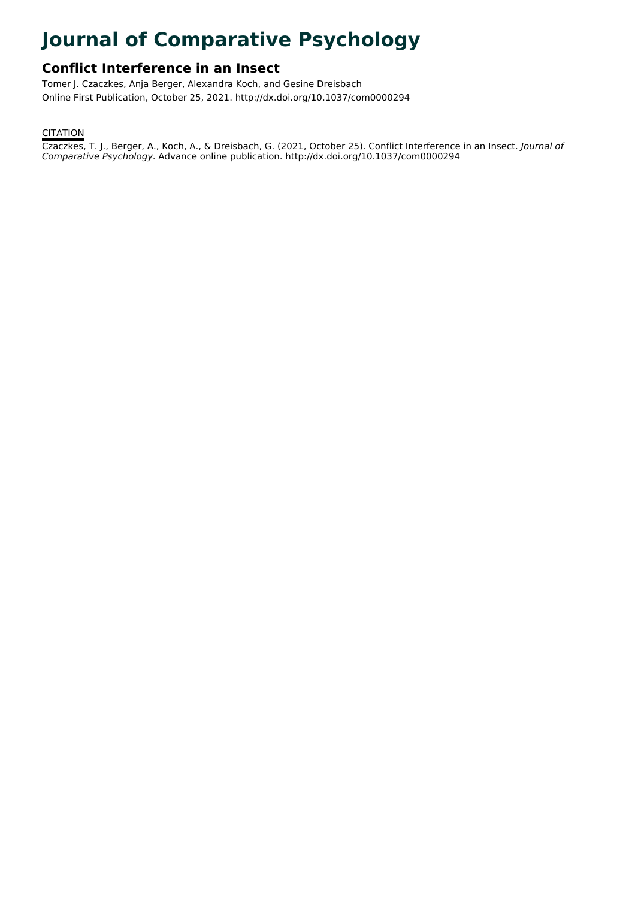# Journal of Comparative Psychology

## Conflict Interference in an Insect

Tomer J. Czaczkes, Anja Berger, Alexandra Koch, and Gesine Dreisbach

Online First Publication, October 25, 2021. http://dx.doi.org/10.1037/com0000294

CITATION

Czaczkes, T. J., Berger, A., Koch, A., & Dreisbach, G. (2021, October 25). Conflict Interference in an Insect. *Journal of Comparative Psychology*. Advance online publication. http://dx.doi.org/10.1037/com0000294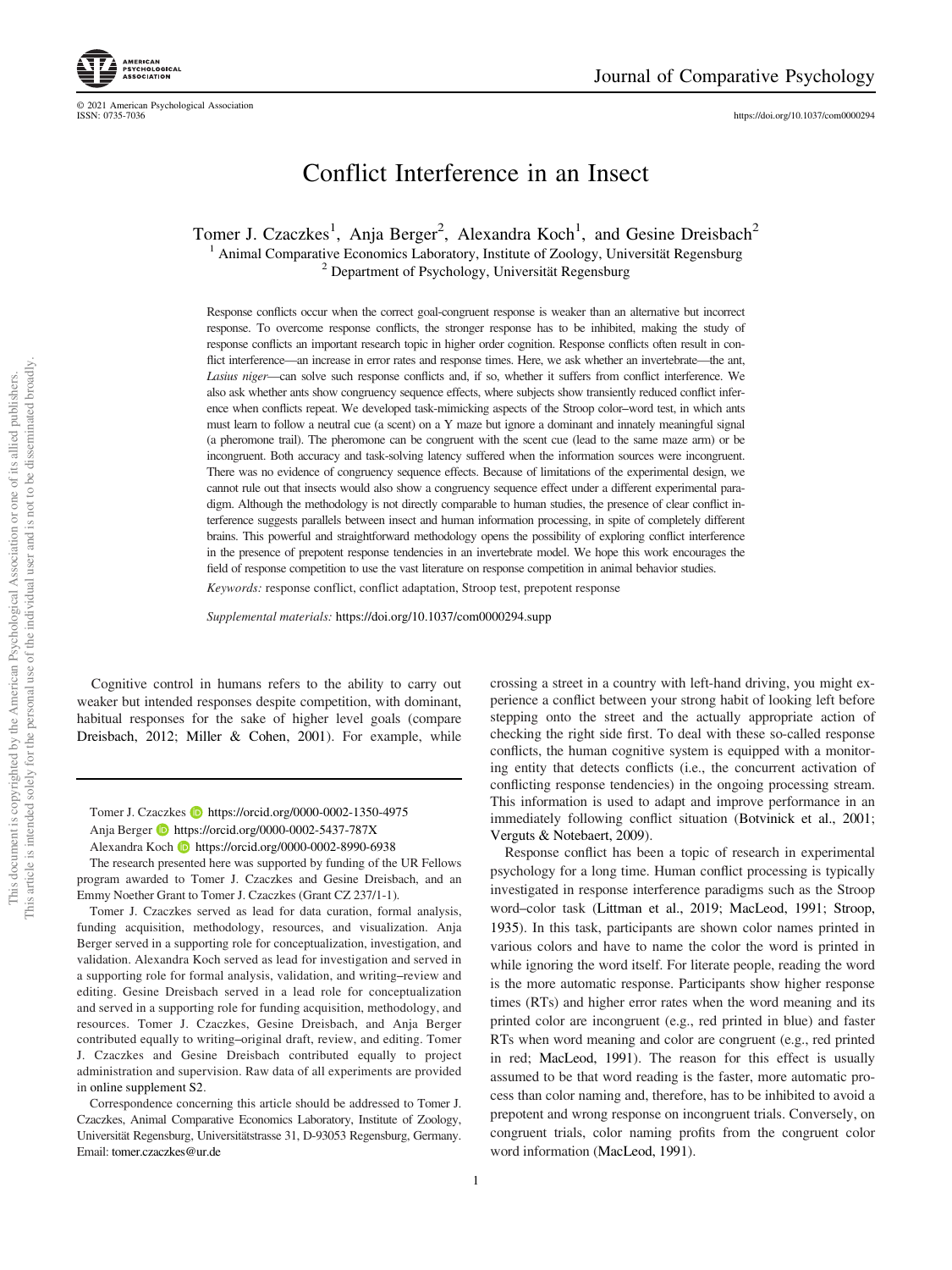# Conflict Interference in an Insect

Tomer J. Czaczkes[1], Anja Berger[2], Alexandra Koch[1], and Gesine Dreisbach[2]

[1] Animal Comparative Economics Laboratory, Institute of Zoology, Universität Regensburg
[2] Department of Psychology, Universität Regensburg

Response conflicts occur when the correct goal-congruent response is weaker than an alternative but incorrect response. To overcome response conflicts, the stronger response has to be inhibited, making the study of response conflicts an important research topic in higher order cognition. Response conflicts often result in conflict interference—an increase in error rates and response times. Here, we ask whether an invertebrate—the ant, *Lasius niger*—can solve such response conflicts and, if so, whether it suffers from conflict interference. We also ask whether ants show congruency sequence effects, where subjects show transiently reduced conflict inference when conflicts repeat. We developed task-mimicking aspects of the Stroop color–word test, in which ants must learn to follow a neutral cue (a scent) on a Y maze but ignore a dominant and innately meaningful signal (a pheromone trail). The pheromone can be congruent with the scent cue (lead to the same maze arm) or be incongruent. Both accuracy and task-solving latency suffered when the information sources were incongruent. There was no evidence of congruency sequence effects. Because of limitations of the experimental design, we cannot rule out that insects would also show a congruency sequence effect under a different experimental paradigm. Although the methodology is not directly comparable to human studies, the presence of clear conflict interference suggests parallels between insect and human information processing, in spite of completely different brains. This powerful and straightforward methodology opens the possibility of exploring conflict interference in the presence of prepotent response tendencies in an invertebrate model. We hope this work encourages the field of response competition to use the vast literature on response competition in animal behavior studies.

*Keywords:* response conflict, conflict adaptation, Stroop test, prepotent response

*Supplemental materials:* https://doi.org/10.1037/com0000294.supp

Cognitive control in humans refers to the ability to carry out weaker but intended responses despite competition, with dominant, habitual responses for the sake of higher level goals (compare Dreisbach, 2012; Miller & Cohen, 2001). For example, while crossing a street in a country with left-hand driving, you might experience a conflict between your strong habit of looking left before stepping onto the street and the actually appropriate action of checking the right side first. To deal with these so-called response conflicts, the human cognitive system is equipped with a monitoring entity that detects conflicts (i.e., the concurrent activation of conflicting response tendencies) in the ongoing processing stream. This information is used to adapt and improve performance in an immediately following conflict situation (Botvinick et al., 2001; Verguts & Notebaert, 2009).

Response conflict has been a topic of research in experimental psychology for a long time. Human conflict processing is typically investigated in response interference paradigms such as the Stroop word–color task (Littman et al., 2019; MacLeod, 1991; Stroop, 1935). In this task, participants are shown color names printed in various colors and have to name the color the word is printed in while ignoring the word itself. For literate people, reading the word is the more automatic response. Participants show higher response times (RTs) and higher error rates when the word meaning and its printed color are incongruent (e.g., red printed in blue) and faster RTs when word meaning and color are congruent (e.g., red printed in red; MacLeod, 1991). The reason for this effect is usually assumed to be that word reading is the faster, more automatic process than color naming and, therefore, has to be inhibited to avoid a prepotent and wrong response on incongruent trials. Conversely, on congruent trials, color naming profits from the congruent color word information (MacLeod, 1991).

---

Tomer J. Czaczkes https://orcid.org/0000-0002-1350-4975
Anja Berger https://orcid.org/0000-0002-5437-787X
Alexandra Koch https://orcid.org/0000-0002-8990-6938

The research presented here was supported by funding of the UR Fellows program awarded to Tomer J. Czaczkes and Gesine Dreisbach, and an Emmy Noether Grant to Tomer J. Czaczkes (Grant CZ 237/1-1).

Tomer J. Czaczkes served as lead for data curation, formal analysis, funding acquisition, methodology, resources, and visualization. Anja Berger served in a supporting role for conceptualization, investigation, and validation. Alexandra Koch served as lead for investigation and served in a supporting role for formal analysis, validation, and writing–review and editing. Gesine Dreisbach served in a lead role for conceptualization and served in a supporting role for funding acquisition, methodology, and resources. Tomer J. Czaczkes, Gesine Dreisbach, and Anja Berger contributed equally to writing–original draft, review, and editing. Tomer J. Czaczkes and Gesine Dreisbach contributed equally to project administration and supervision. Raw data of all experiments are provided in online supplement S2.

Correspondence concerning this article should be addressed to Tomer J. Czaczkes, Animal Comparative Economics Laboratory, Institute of Zoology, Universität Regensburg, Universitätstrasse 31, D-93053 Regensburg, Germany. Email: tomer.czaczkes@ur.de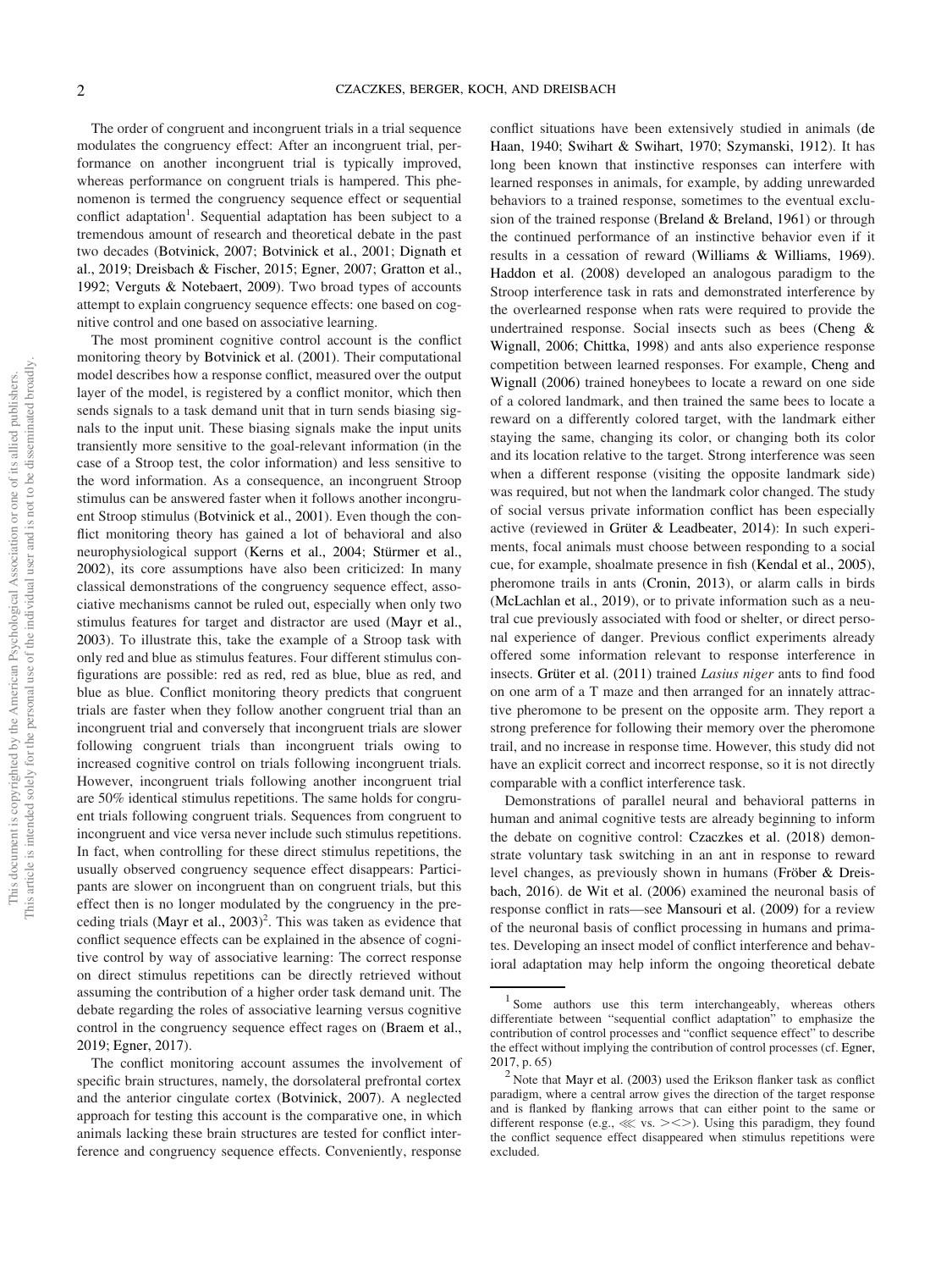The order of congruent and incongruent trials in a trial sequence modulates the congruency effect: After an incongruent trial, performance on another incongruent trial is typically improved, whereas performance on congruent trials is hampered. This phenomenon is termed the congruency sequence effect or sequential conflict adaptation[1]. Sequential adaptation has been subject to a tremendous amount of research and theoretical debate in the past two decades (Botvinick, 2007; Botvinick et al., 2001; Dignath et al., 2019; Dreisbach & Fischer, 2015; Egner, 2007; Gratton et al., 1992; Verguts & Notebaert, 2009). Two broad types of accounts attempt to explain congruency sequence effects: one based on cognitive control and one based on associative learning.

The most prominent cognitive control account is the conflict monitoring theory by Botvinick et al. (2001). Their computational model describes how a response conflict, measured over the output layer of the model, is registered by a conflict monitor, which then sends signals to a task demand unit that in turn sends biasing signals to the input unit. These biasing signals make the input units transiently more sensitive to the goal-relevant information (in the case of a Stroop test, the color information) and less sensitive to the word information. As a consequence, an incongruent Stroop stimulus can be answered faster when it follows another incongruent Stroop stimulus (Botvinick et al., 2001). Even though the conflict monitoring theory has gained a lot of behavioral and also neurophysiological support (Kerns et al., 2004; Stürmer et al., 2002), its core assumptions have also been criticized: In many classical demonstrations of the congruency sequence effect, associative mechanisms cannot be ruled out, especially when only two stimulus features for target and distractor are used (Mayr et al., 2003). To illustrate this, take the example of a Stroop task with only red and blue as stimulus features. Four different stimulus configurations are possible: red as red, red as blue, blue as red, and blue as blue. Conflict monitoring theory predicts that congruent trials are faster when they follow another congruent trial than an incongruent trial and conversely that incongruent trials are slower following congruent trials than incongruent trials owing to increased cognitive control on trials following incongruent trials. However, incongruent trials following another incongruent trial are 50% identical stimulus repetitions. The same holds for congruent trials following congruent trials. Sequences from congruent to incongruent and vice versa never include such stimulus repetitions. In fact, when controlling for these direct stimulus repetitions, the usually observed congruency sequence effect disappears: Participants are slower on incongruent than on congruent trials, but this effect then is no longer modulated by the congruency in the preceding trials (Mayr et al., 2003)[2]. This was taken as evidence that conflict sequence effects can be explained in the absence of cognitive control by way of associative learning: The correct response on direct stimulus repetitions can be directly retrieved without assuming the contribution of a higher order task demand unit. The debate regarding the roles of associative learning versus cognitive control in the congruency sequence effect rages on (Braem et al., 2019; Egner, 2017).

The conflict monitoring account assumes the involvement of specific brain structures, namely, the dorsolateral prefrontal cortex and the anterior cingulate cortex (Botvinick, 2007). A neglected approach for testing this account is the comparative one, in which animals lacking these brain structures are tested for conflict interference and congruency sequence effects. Conveniently, response conflict situations have been extensively studied in animals (de Haan, 1940; Swihart & Swihart, 1970; Szymanski, 1912). It has long been known that instinctive responses can interfere with learned responses in animals, for example, by adding unrewarded behaviors to a trained response, sometimes to the eventual exclusion of the trained response (Breland & Breland, 1961) or through the continued performance of an instinctive behavior even if it results in a cessation of reward (Williams & Williams, 1969). Haddon et al. (2008) developed an analogous paradigm to the Stroop interference task in rats and demonstrated interference by the overlearned response when rats were required to provide the undertrained response. Social insects such as bees (Cheng & Wignall, 2006; Chittka, 1998) and ants also experience response competition between learned responses. For example, Cheng and Wignall (2006) trained honeybees to locate a reward on one side of a colored landmark, and then trained the same bees to locate a reward on a differently colored target, with the landmark either staying the same, changing its color, or changing both its color and its location relative to the target. Strong interference was seen when a different response (visiting the opposite landmark side) was required, but not when the landmark color changed. The study of social versus private information conflict has been especially active (reviewed in Grüter & Leadbeater, 2014): In such experiments, focal animals must choose between responding to a social cue, for example, shoalmate presence in fish (Kendal et al., 2005), pheromone trails in ants (Cronin, 2013), or alarm calls in birds (McLachlan et al., 2019), or to private information such as a neutral cue previously associated with food or shelter, or direct personal experience of danger. Previous conflict experiments already offered some information relevant to response interference in insects. Grüter et al. (2011) trained *Lasius niger* ants to find food on one arm of a T maze and then arranged for an innately attractive pheromone to be present on the opposite arm. They report a strong preference for following their memory over the pheromone trail, and no increase in response time. However, this study did not have an explicit correct and incorrect response, so it is not directly comparable with a conflict interference task.

Demonstrations of parallel neural and behavioral patterns in human and animal cognitive tests are already beginning to inform the debate on cognitive control: Czaczkes et al. (2018) demonstrate voluntary task switching in an ant in response to reward level changes, as previously shown in humans (Fröber & Dreisbach, 2016). de Wit et al. (2006) examined the neuronal basis of response conflict in rats—see Mansouri et al. (2009) for a review of the neuronal basis of conflict processing in humans and primates. Developing an insect model of conflict interference and behavioral adaptation may help inform the ongoing theoretical debate

[1] Some authors use this term interchangeably, whereas others differentiate between "sequential conflict adaptation" to emphasize the contribution of control processes and "conflict sequence effect" to describe the effect without implying the contribution of control processes (cf. Egner, 2017, p. 65)

[2] Note that Mayr et al. (2003) used the Erikson flanker task as conflict paradigm, where a central arrow gives the direction of the target response and is flanked by flanking arrows that can either point to the same or different response (e.g., ⋘ vs. ><>). Using this paradigm, they found the conflict sequence effect disappeared when stimulus repetitions were excluded.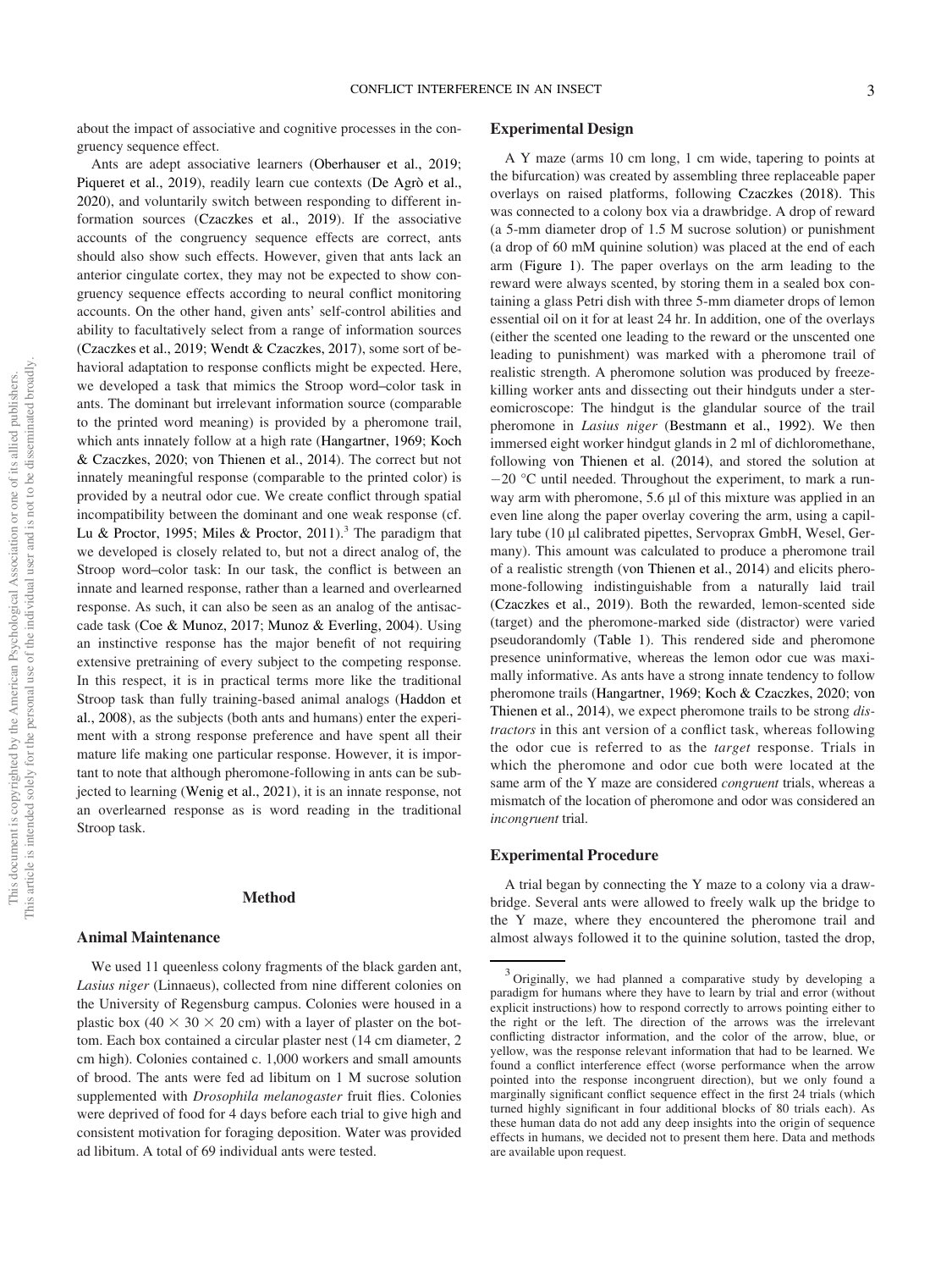about the impact of associative and cognitive processes in the congruency sequence effect.

Ants are adept associative learners (Oberhauser et al., 2019; Piqueret et al., 2019), readily learn cue contexts (De Agrò et al., 2020), and voluntarily switch between responding to different information sources (Czaczkes et al., 2019). If the associative accounts of the congruency sequence effects are correct, ants should also show such effects. However, given that ants lack an anterior cingulate cortex, they may not be expected to show congruency sequence effects according to neural conflict monitoring accounts. On the other hand, given ants' self-control abilities and ability to facultatively select from a range of information sources (Czaczkes et al., 2019; Wendt & Czaczkes, 2017), some sort of behavioral adaptation to response conflicts might be expected. Here, we developed a task that mimics the Stroop word–color task in ants. The dominant but irrelevant information source (comparable to the printed word meaning) is provided by a pheromone trail, which ants innately follow at a high rate (Hangartner, 1969; Koch & Czaczkes, 2020; von Thienen et al., 2014). The correct but not innately meaningful response (comparable to the printed color) is provided by a neutral odor cue. We create conflict through spatial incompatibility between the dominant and one weak response (cf. Lu & Proctor, 1995; Miles & Proctor, 2011).[3] The paradigm that we developed is closely related to, but not a direct analog of, the Stroop word–color task: In our task, the conflict is between an innate and learned response, rather than a learned and overlearned response. As such, it can also be seen as an analog of the antisaccade task (Coe & Munoz, 2017; Munoz & Everling, 2004). Using an instinctive response has the major benefit of not requiring extensive pretraining of every subject to the competing response. In this respect, it is in practical terms more like the traditional Stroop task than fully training-based animal analogs (Haddon et al., 2008), as the subjects (both ants and humans) enter the experiment with a strong response preference and have spent all their mature life making one particular response. However, it is important to note that although pheromone-following in ants can be subjected to learning (Wenig et al., 2021), it is an innate response, not an overlearned response as is word reading in the traditional Stroop task.

## Method

### Animal Maintenance

We used 11 queenless colony fragments of the black garden ant, *Lasius niger* (Linnaeus), collected from nine different colonies on the University of Regensburg campus. Colonies were housed in a plastic box (40 × 30 × 20 cm) with a layer of plaster on the bottom. Each box contained a circular plaster nest (14 cm diameter, 2 cm high). Colonies contained c. 1,000 workers and small amounts of brood. The ants were fed ad libitum on 1 M sucrose solution supplemented with *Drosophila melanogaster* fruit flies. Colonies were deprived of food for 4 days before each trial to give high and consistent motivation for foraging deposition. Water was provided ad libitum. A total of 69 individual ants were tested.

### Experimental Design

A Y maze (arms 10 cm long, 1 cm wide, tapering to points at the bifurcation) was created by assembling three replaceable paper overlays on raised platforms, following Czaczkes (2018). This was connected to a colony box via a drawbridge. A drop of reward (a 5-mm diameter drop of 1.5 M sucrose solution) or punishment (a drop of 60 mM quinine solution) was placed at the end of each arm (Figure 1). The paper overlays on the arm leading to the reward were always scented, by storing them in a sealed box containing a glass Petri dish with three 5-mm diameter drops of lemon essential oil on it for at least 24 hr. In addition, one of the overlays (either the scented one leading to the reward or the unscented one leading to punishment) was marked with a pheromone trail of realistic strength. A pheromone solution was produced by freeze-killing worker ants and dissecting out their hindguts under a stereomicroscope: The hindgut is the glandular source of the trail pheromone in *Lasius niger* (Bestmann et al., 1992). We then immersed eight worker hindgut glands in 2 ml of dichloromethane, following von Thienen et al. (2014), and stored the solution at −20 °C until needed. Throughout the experiment, to mark a runway arm with pheromone, 5.6 µl of this mixture was applied in an even line along the paper overlay covering the arm, using a capillary tube (10 µl calibrated pipettes, Servoprax GmbH, Wesel, Germany). This amount was calculated to produce a pheromone trail of a realistic strength (von Thienen et al., 2014) and elicits pheromone-following indistinguishable from a naturally laid trail (Czaczkes et al., 2019). Both the rewarded, lemon-scented side (target) and the pheromone-marked side (distractor) were varied pseudorandomly (Table 1). This rendered side and pheromone presence uninformative, whereas the lemon odor cue was maximally informative. As ants have a strong innate tendency to follow pheromone trails (Hangartner, 1969; Koch & Czaczkes, 2020; von Thienen et al., 2014), we expect pheromone trails to be strong *distractors* in this ant version of a conflict task, whereas following the odor cue is referred to as the *target* response. Trials in which the pheromone and odor cue both were located at the same arm of the Y maze are considered *congruent* trials, whereas a mismatch of the location of pheromone and odor was considered an *incongruent* trial.

### Experimental Procedure

A trial began by connecting the Y maze to a colony via a drawbridge. Several ants were allowed to freely walk up the bridge to the Y maze, where they encountered the pheromone trail and almost always followed it to the quinine solution, tasted the drop,

[3] Originally, we had planned a comparative study by developing a paradigm for humans where they have to learn by trial and error (without explicit instructions) how to respond correctly to arrows pointing either to the right or the left. The direction of the arrows was the irrelevant conflicting distractor information, and the color of the arrow, blue, or yellow, was the response relevant information that had to be learned. We found a conflict interference effect (worse performance when the arrow pointed into the response incongruent direction), but we only found a marginally significant conflict sequence effect in the first 24 trials (which turned highly significant in four additional blocks of 80 trials each). As these human data do not add any deep insights into the origin of sequence effects in humans, we decided not to present them here. Data and methods are available upon request.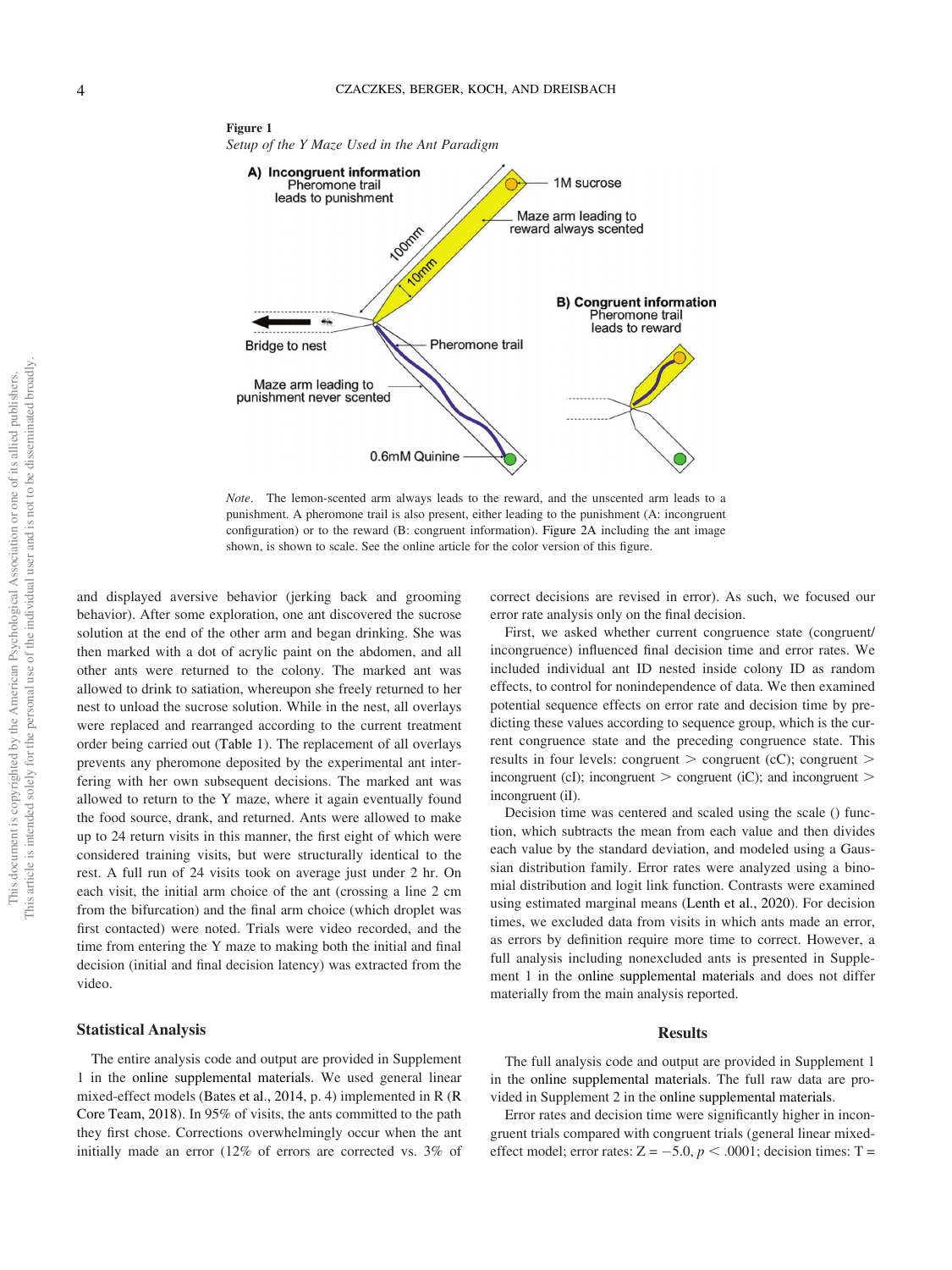**Figure 1**
*Setup of the Y Maze Used in the Ant Paradigm*

*Note*. The lemon-scented arm always leads to the reward, and the unscented arm leads to a punishment. A pheromone trail is also present, either leading to the punishment (A: incongruent configuration) or to the reward (B: congruent information). Figure 2A including the ant image shown, is shown to scale. See the online article for the color version of this figure.

and displayed aversive behavior (jerking back and grooming behavior). After some exploration, one ant discovered the sucrose solution at the end of the other arm and began drinking. She was then marked with a dot of acrylic paint on the abdomen, and all other ants were returned to the colony. The marked ant was allowed to drink to satiation, whereupon she freely returned to her nest to unload the sucrose solution. While in the nest, all overlays were replaced and rearranged according to the current treatment order being carried out (Table 1). The replacement of all overlays prevents any pheromone deposited by the experimental ant interfering with her own subsequent decisions. The marked ant was allowed to return to the Y maze, where it again eventually found the food source, drank, and returned. Ants were allowed to make up to 24 return visits in this manner, the first eight of which were considered training visits, but were structurally identical to the rest. A full run of 24 visits took on average just under 2 hr. On each visit, the initial arm choice of the ant (crossing a line 2 cm from the bifurcation) and the final arm choice (which droplet was first contacted) were noted. Trials were video recorded, and the time from entering the Y maze to making both the initial and final decision (initial and final decision latency) was extracted from the video.

## Statistical Analysis

The entire analysis code and output are provided in Supplement 1 in the online supplemental materials. We used general linear mixed-effect models (Bates et al., 2014, p. 4) implemented in R (R Core Team, 2018). In 95% of visits, the ants committed to the path they first chose. Corrections overwhelmingly occur when the ant initially made an error (12% of errors are corrected vs. 3% of correct decisions are revised in error). As such, we focused our error rate analysis only on the final decision.

First, we asked whether current congruence state (congruent/incongruence) influenced final decision time and error rates. We included individual ant ID nested inside colony ID as random effects, to control for nonindependence of data. We then examined potential sequence effects on error rate and decision time by predicting these values according to sequence group, which is the current congruence state and the preceding congruence state. This results in four levels: congruent > congruent (cC); congruent > incongruent (cI); incongruent > congruent (iC); and incongruent > incongruent (iI).

Decision time was centered and scaled using the scale () function, which subtracts the mean from each value and then divides each value by the standard deviation, and modeled using a Gaussian distribution family. Error rates were analyzed using a binomial distribution and logit link function. Contrasts were examined using estimated marginal means (Lenth et al., 2020). For decision times, we excluded data from visits in which ants made an error, as errors by definition require more time to correct. However, a full analysis including nonexcluded ants is presented in Supplement 1 in the online supplemental materials and does not differ materially from the main analysis reported.

## Results

The full analysis code and output are provided in Supplement 1 in the online supplemental materials. The full raw data are provided in Supplement 2 in the online supplemental materials.

Error rates and decision time were significantly higher in incongruent trials compared with congruent trials (general linear mixed-effect model; error rates: $Z = -5.0$, $p < .0001$; decision times: T =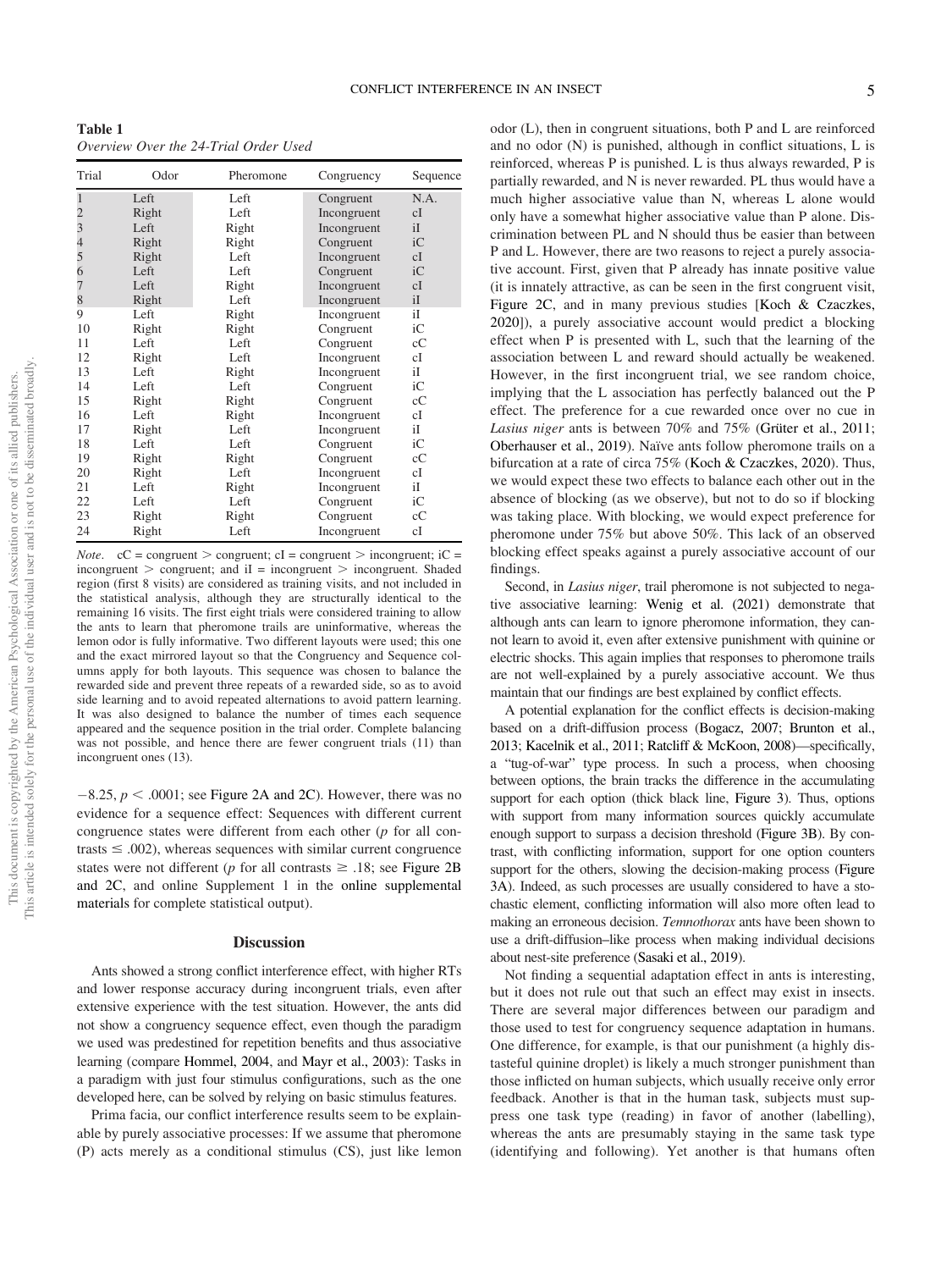**Table 1**
*Overview Over the 24-Trial Order Used*

| Trial | Odor | Pheromone | Congruency | Sequence |
|---|---|---|---|---|
| 1 | Left | Left | Congruent | N.A. |
| 2 | Right | Left | Incongruent | cI |
| 3 | Left | Right | Incongruent | iI |
| 4 | Right | Right | Congruent | iC |
| 5 | Right | Left | Incongruent | cI |
| 6 | Left | Left | Congruent | iC |
| 7 | Left | Right | Incongruent | cI |
| 8 | Right | Left | Incongruent | iI |
| 9 | Left | Right | Incongruent | iI |
| 10 | Right | Right | Congruent | iC |
| 11 | Left | Left | Congruent | cC |
| 12 | Right | Left | Incongruent | cI |
| 13 | Left | Right | Incongruent | iI |
| 14 | Left | Left | Congruent | iC |
| 15 | Right | Right | Congruent | cC |
| 16 | Left | Right | Incongruent | cI |
| 17 | Right | Left | Incongruent | iI |
| 18 | Left | Left | Congruent | iC |
| 19 | Right | Right | Congruent | cC |
| 20 | Right | Left | Incongruent | cI |
| 21 | Left | Right | Incongruent | iI |
| 22 | Left | Left | Congruent | iC |
| 23 | Right | Right | Congruent | cC |
| 24 | Right | Left | Incongruent | cI |

*Note*. cC = congruent > congruent; cI = congruent > incongruent; iC = incongruent > congruent; and iI = incongruent > incongruent. Shaded region (first 8 visits) are considered as training visits, and not included in the statistical analysis, although they are structurally identical to the remaining 16 visits. The first eight trials were considered training to allow the ants to learn that pheromone trails are uninformative, whereas the lemon odor is fully informative. Two different layouts were used; this one and the exact mirrored layout so that the Congruency and Sequence columns apply for both layouts. This sequence was chosen to balance the rewarded side and prevent three repeats of a rewarded side, so as to avoid side learning and to avoid repeated alternations to avoid pattern learning. It was also designed to balance the number of times each sequence appeared and the sequence position in the trial order. Complete balancing was not possible, and hence there are fewer congruent trials (11) than incongruent ones (13).

−8.25, $p < .0001$; see Figure 2A and 2C). However, there was no evidence for a sequence effect: Sequences with different current congruence states were different from each other ($p$ for all contrasts $\leq .002$), whereas sequences with similar current congruence states were not different ($p$ for all contrasts $\geq .18$; see Figure 2B and 2C, and online Supplement 1 in the online supplemental materials for complete statistical output).

## Discussion

Ants showed a strong conflict interference effect, with higher RTs and lower response accuracy during incongruent trials, even after extensive experience with the test situation. However, the ants did not show a congruency sequence effect, even though the paradigm we used was predestined for repetition benefits and thus associative learning (compare Hommel, 2004, and Mayr et al., 2003): Tasks in a paradigm with just four stimulus configurations, such as the one developed here, can be solved by relying on basic stimulus features.

Prima facia, our conflict interference results seem to be explainable by purely associative processes: If we assume that pheromone (P) acts merely as a conditional stimulus (CS), just like lemon odor (L), then in congruent situations, both P and L are reinforced and no odor (N) is punished, although in conflict situations, L is reinforced, whereas P is punished. L is thus always rewarded, P is partially rewarded, and N is never rewarded. PL thus would have a much higher associative value than N, whereas L alone would only have a somewhat higher associative value than P alone. Discrimination between PL and N should thus be easier than between P and L. However, there are two reasons to reject a purely associative account. First, given that P already has innate positive value (it is innately attractive, as can be seen in the first congruent visit, Figure 2C, and in many previous studies [Koch & Czaczkes, 2020]), a purely associative account would predict a blocking effect when P is presented with L, such that the learning of the association between L and reward should actually be weakened. However, in the first incongruent trial, we see random choice, implying that the L association has perfectly balanced out the P effect. The preference for a cue rewarded once over no cue in *Lasius niger* ants is between 70% and 75% (Grüter et al., 2011; Oberhauser et al., 2019). Naïve ants follow pheromone trails on a bifurcation at a rate of circa 75% (Koch & Czaczkes, 2020). Thus, we would expect these two effects to balance each other out in the absence of blocking (as we observe), but not to do so if blocking was taking place. With blocking, we would expect preference for pheromone under 75% but above 50%. This lack of an observed blocking effect speaks against a purely associative account of our findings.

Second, in *Lasius niger*, trail pheromone is not subjected to negative associative learning: Wenig et al. (2021) demonstrate that although ants can learn to ignore pheromone information, they cannot learn to avoid it, even after extensive punishment with quinine or electric shocks. This again implies that responses to pheromone trails are not well-explained by a purely associative account. We thus maintain that our findings are best explained by conflict effects.

A potential explanation for the conflict effects is decision-making based on a drift-diffusion process (Bogacz, 2007; Brunton et al., 2013; Kacelnik et al., 2011; Ratcliff & McKoon, 2008)—specifically, a "tug-of-war" type process. In such a process, when choosing between options, the brain tracks the difference in the accumulating support for each option (thick black line, Figure 3). Thus, options with support from many information sources quickly accumulate enough support to surpass a decision threshold (Figure 3B). By contrast, with conflicting information, support for one option counters support for the others, slowing the decision-making process (Figure 3A). Indeed, as such processes are usually considered to have a stochastic element, conflicting information will also more often lead to making an erroneous decision. *Temnothorax* ants have been shown to use a drift-diffusion–like process when making individual decisions about nest-site preference (Sasaki et al., 2019).

Not finding a sequential adaptation effect in ants is interesting, but it does not rule out that such an effect may exist in insects. There are several major differences between our paradigm and those used to test for congruency sequence adaptation in humans. One difference, for example, is that our punishment (a highly distasteful quinine droplet) is likely a much stronger punishment than those inflicted on human subjects, which usually receive only error feedback. Another is that in the human task, subjects must suppress one task type (reading) in favor of another (labelling), whereas the ants are presumably staying in the same task type (identifying and following). Yet another is that humans often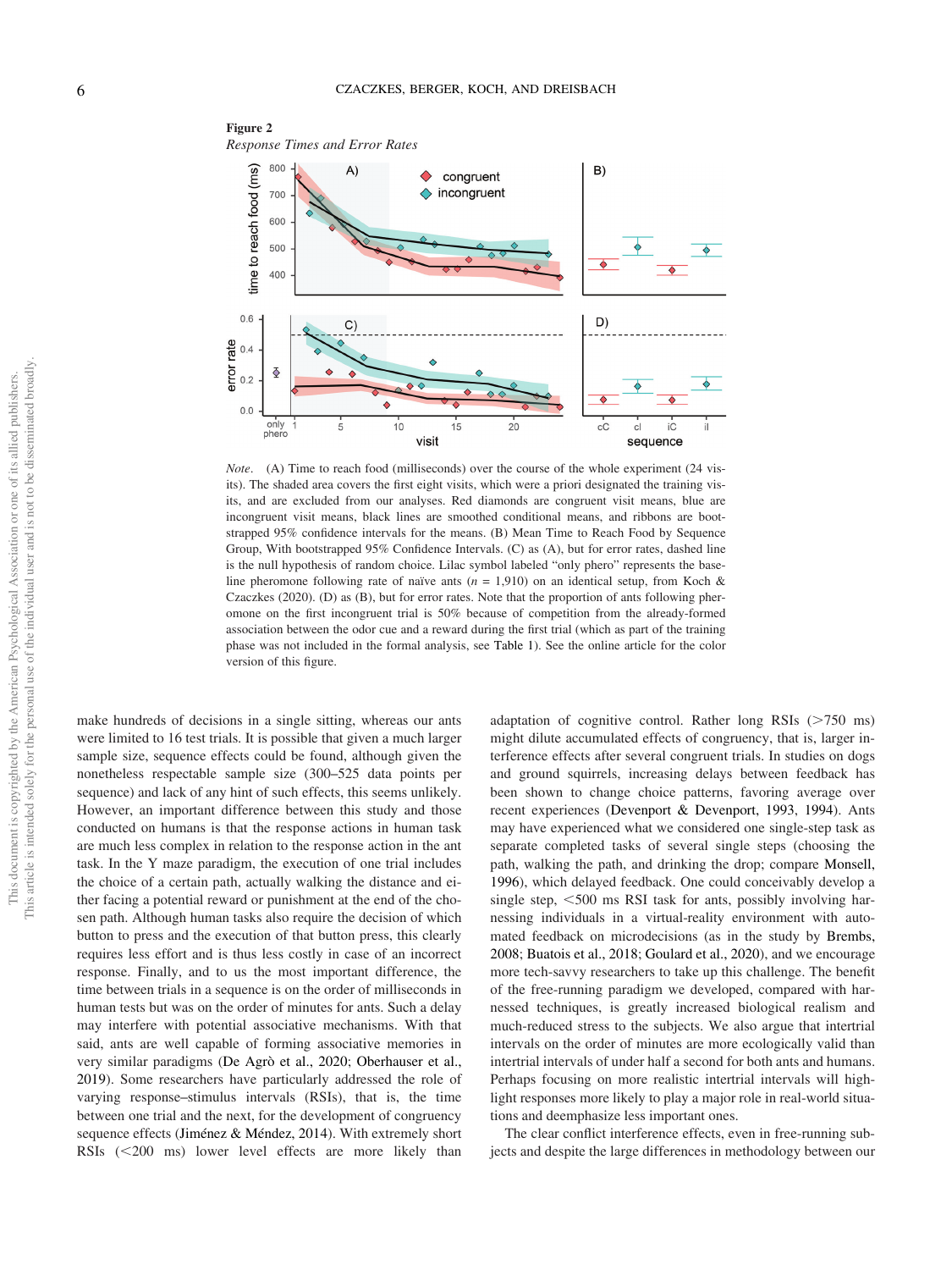**Figure 2**
*Response Times and Error Rates*

*Note*. (A) Time to reach food (milliseconds) over the course of the whole experiment (24 visits). The shaded area covers the first eight visits, which were a priori designated the training visits, and are excluded from our analyses. Red diamonds are congruent visit means, blue are incongruent visit means, black lines are smoothed conditional means, and ribbons are bootstrapped 95% confidence intervals for the means. (B) Mean Time to Reach Food by Sequence Group, With bootstrapped 95% Confidence Intervals. (C) as (A), but for error rates, dashed line is the null hypothesis of random choice. Lilac symbol labeled "only phero" represents the baseline pheromone following rate of naïve ants ($n$ = 1,910) on an identical setup, from Koch & Czaczkes (2020). (D) as (B), but for error rates. Note that the proportion of ants following pheromone on the first incongruent trial is 50% because of competition from the already-formed association between the odor cue and a reward during the first trial (which as part of the training phase was not included in the formal analysis, see Table 1). See the online article for the color version of this figure.

make hundreds of decisions in a single sitting, whereas our ants were limited to 16 test trials. It is possible that given a much larger sample size, sequence effects could be found, although given the nonetheless respectable sample size (300–525 data points per sequence) and lack of any hint of such effects, this seems unlikely. However, an important difference between this study and those conducted on humans is that the response actions in human task are much less complex in relation to the response action in the ant task. In the Y maze paradigm, the execution of one trial includes the choice of a certain path, actually walking the path, and either facing a potential reward or punishment at the end of the chosen path. Although human tasks also require the decision of which button to press and the execution of that button press, this clearly requires less effort and is thus less costly in case of an incorrect response. Finally, and to us the most important difference, the time between trials in a sequence is on the order of milliseconds in human tests but was on the order of minutes for ants. Such a delay may interfere with potential associative mechanisms. With that said, ants are well capable of forming associative memories in very similar paradigms (De Agrò et al., 2020; Oberhauser et al., 2019). Some researchers have particularly addressed the role of varying response–stimulus intervals (RSIs), that is, the time between one trial and the next, for the development of congruency sequence effects (Jiménez & Méndez, 2014). With extremely short RSIs (<200 ms) lower level effects are more likely than adaptation of cognitive control. Rather long RSIs (>750 ms) might dilute accumulated effects of congruency, that is, larger interference effects after several congruent trials. In studies on dogs and ground squirrels, increasing delays between feedback has been shown to change choice patterns, favoring average over recent experiences (Devenport & Devenport, 1993, 1994). Ants may have experienced what we considered one single-step task as separate completed tasks of several single steps (choosing the path, walking the path, and drinking the drop; compare Monsell, 1996), which delayed feedback. One could conceivably develop a single step, <500 ms RSI task for ants, possibly involving harnessing individuals in a virtual-reality environment with automated feedback on microdecisions (as in the study by Brembs, 2008; Buatois et al., 2018; Goulard et al., 2020), and we encourage more tech-savvy researchers to take up this challenge. The benefit of the free-running paradigm we developed, compared with harnessed techniques, is greatly increased biological realism and much-reduced stress to the subjects. We also argue that intertrial intervals on the order of minutes are more ecologically valid than intertrial intervals of under half a second for both ants and humans. Perhaps focusing on more realistic intertrial intervals will highlight responses more likely to play a major role in real-world situations and deemphasize less important ones.

The clear conflict interference effects, even in free-running subjects and despite the large differences in methodology between our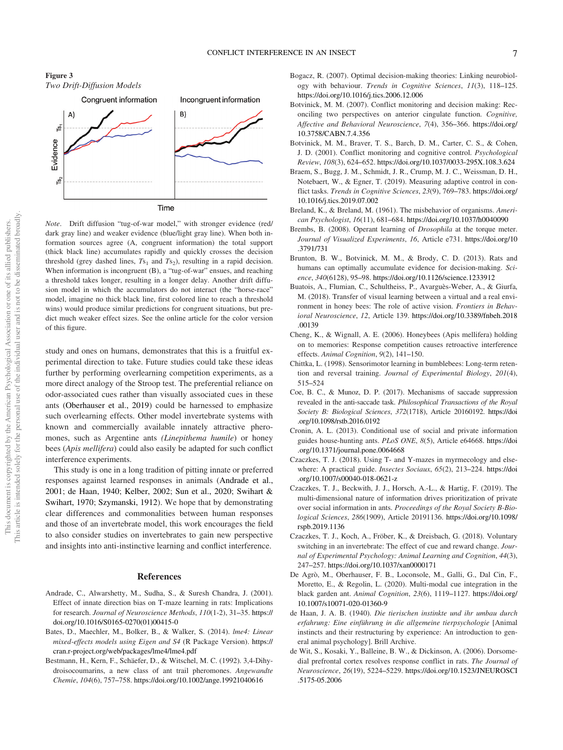**Figure 3**
*Two Drift-Diffusion Models*

*Note*. Drift diffusion "tug-of-war model," with stronger evidence (red/dark gray line) and weaker evidence (blue/light gray line). When both information sources agree (A, congruent information) the total support (thick black line) accumulates rapidly and quickly crosses the decision threshold (grey dashed lines, $Ts_1$ and $Ts_2$), resulting in a rapid decision. When information is incongruent (B), a "tug-of-war" ensues, and reaching a threshold takes longer, resulting in a longer delay. Another drift diffusion model in which the accumulators do not interact (the "horse-race" model, imagine no thick black line, first colored line to reach a threshold wins) would produce similar predictions for congruent situations, but predict much weaker effect sizes. See the online article for the color version of this figure.

study and ones on humans, demonstrates that this is a fruitful experimental direction to take. Future studies could take these ideas further by performing overlearning competition experiments, as a more direct analogy of the Stroop test. The preferential reliance on odor-associated cues rather than visually associated cues in these ants (Oberhauser et al., 2019) could be harnessed to emphasize such overlearning effects. Other model invertebrate systems with known and commercially available innately attractive pheromones, such as Argentine ants (*Linepithema humile*) or honey bees (*Apis mellifera*) could also easily be adapted for such conflict interference experiments.

This study is one in a long tradition of pitting innate or preferred responses against learned responses in animals (Andrade et al., 2001; de Haan, 1940; Kelber, 2002; Sun et al., 2020; Swihart & Swihart, 1970; Szymanski, 1912). We hope that by demonstrating clear differences and commonalities between human responses and those of an invertebrate model, this work encourages the field to also consider studies on invertebrates to gain new perspective and insights into anti-instinctive learning and conflict interference.

## References

Andrade, C., Alwarshetty, M., Sudha, S., & Suresh Chandra, J. (2001). Effect of innate direction bias on T-maze learning in rats: Implications for research. *Journal of Neuroscience Methods*, *110*(1-2), 31–35. https://doi.org/10.1016/S0165-0270(01)00415-0

Bates, D., Maechler, M., Bolker, B., & Walker, S. (2014). *lme4: Linear mixed-effects models using Eigen and S4* (R Package Version). https://cran.r-project.org/web/packages/lme4/lme4.pdf

Bestmann, H., Kern, F., Schäefer, D., & Witschel, M. C. (1992). 3,4-Dihydroisocoumarins, a new class of ant trail pheromones. *Angewandte Chemie*, *104*(6), 757–758. https://doi.org/10.1002/ange.19921040616

Bogacz, R. (2007). Optimal decision-making theories: Linking neurobiology with behaviour. *Trends in Cognitive Sciences*, *11*(3), 118–125. https://doi.org/10.1016/j.tics.2006.12.006

Botvinick, M. M. (2007). Conflict monitoring and decision making: Reconciling two perspectives on anterior cingulate function. *Cognitive, Affective and Behavioral Neuroscience*, *7*(4), 356–366. https://doi.org/10.3758/CABN.7.4.356

Botvinick, M. M., Braver, T. S., Barch, D. M., Carter, C. S., & Cohen, J. D. (2001). Conflict monitoring and cognitive control. *Psychological Review*, *108*(3), 624–652. https://doi.org/10.1037/0033-295X.108.3.624

Braem, S., Bugg, J. M., Schmidt, J. R., Crump, M. J. C., Weissman, D. H., Notebaert, W., & Egner, T. (2019). Measuring adaptive control in conflict tasks. *Trends in Cognitive Sciences*, *23*(9), 769–783. https://doi.org/10.1016/j.tics.2019.07.002

Breland, K., & Breland, M. (1961). The misbehavior of organisms. *American Psychologist*, *16*(11), 681–684. https://doi.org/10.1037/h0040090

Brembs, B. (2008). Operant learning of *Drosophila* at the torque meter. *Journal of Visualized Experiments*, *16*, Article e731. https://doi.org/10.3791/731

Brunton, B. W., Botvinick, M. M., & Brody, C. D. (2013). Rats and humans can optimally accumulate evidence for decision-making. *Science*, *340*(6128), 95–98. https://doi.org/10.1126/science.1233912

Buatois, A., Flumian, C., Schultheiss, P., Avarguès-Weber, A., & Giurfa, M. (2018). Transfer of visual learning between a virtual and a real environment in honey bees: The role of active vision. *Frontiers in Behavioral Neuroscience*, *12*, Article 139. https://doi.org/10.3389/fnbeh.2018.00139

Cheng, K., & Wignall, A. E. (2006). Honeybees (Apis mellifera) holding on to memories: Response competition causes retroactive interference effects. *Animal Cognition*, *9*(2), 141–150.

Chittka, L. (1998). Sensorimotor learning in bumblebees: Long-term retention and reversal training. *Journal of Experimental Biology*, *201*(4), 515–524

Coe, B. C., & Munoz, D. P. (2017). Mechanisms of saccade suppression revealed in the anti-saccade task. *Philosophical Transactions of the Royal Society B: Biological Sciences*, *372*(1718), Article 20160192. https://doi.org/10.1098/rstb.2016.0192

Cronin, A. L. (2013). Conditional use of social and private information guides house-hunting ants. *PLoS ONE*, *8*(5), Article e64668. https://doi.org/10.1371/journal.pone.0064668

Czaczkes, T. J. (2018). Using T- and Y-mazes in myrmecology and elsewhere: A practical guide. *Insectes Sociaux*, *65*(2), 213–224. https://doi.org/10.1007/s00040-018-0621-z

Czaczkes, T. J., Beckwith, J. J., Horsch, A.-L., & Hartig, F. (2019). The multi-dimensional nature of information drives prioritization of private over social information in ants. *Proceedings of the Royal Society B-Biological Sciences*, *286*(1909), Article 20191136. https://doi.org/10.1098/rspb.2019.1136

Czaczkes, T. J., Koch, A., Fröber, K., & Dreisbach, G. (2018). Voluntary switching in an invertebrate: The effect of cue and reward change. *Journal of Experimental Psychology: Animal Learning and Cognition*, *44*(3), 247–257. https://doi.org/10.1037/xan0000171

De Agrò, M., Oberhauser, F. B., Loconsole, M., Galli, G., Dal Cin, F., Moretto, E., & Regolin, L. (2020). Multi-modal cue integration in the black garden ant. *Animal Cognition*, *23*(6), 1119–1127. https://doi.org/10.1007/s10071-020-01360-9

de Haan, J. A. B. (1940). *Die tierischen instinkte und ihr umbau durch erfahrung: Eine einführung in die allgemeine tierpsychologie* [Animal instincts and their restructuring by experience: An introduction to general animal psychology]. Brill Archive.

de Wit, S., Kosaki, Y., Balleine, B. W., & Dickinson, A. (2006). Dorsomedial prefrontal cortex resolves response conflict in rats. *The Journal of Neuroscience*, *26*(19), 5224–5229. https://doi.org/10.1523/JNEUROSCI.5175-05.2006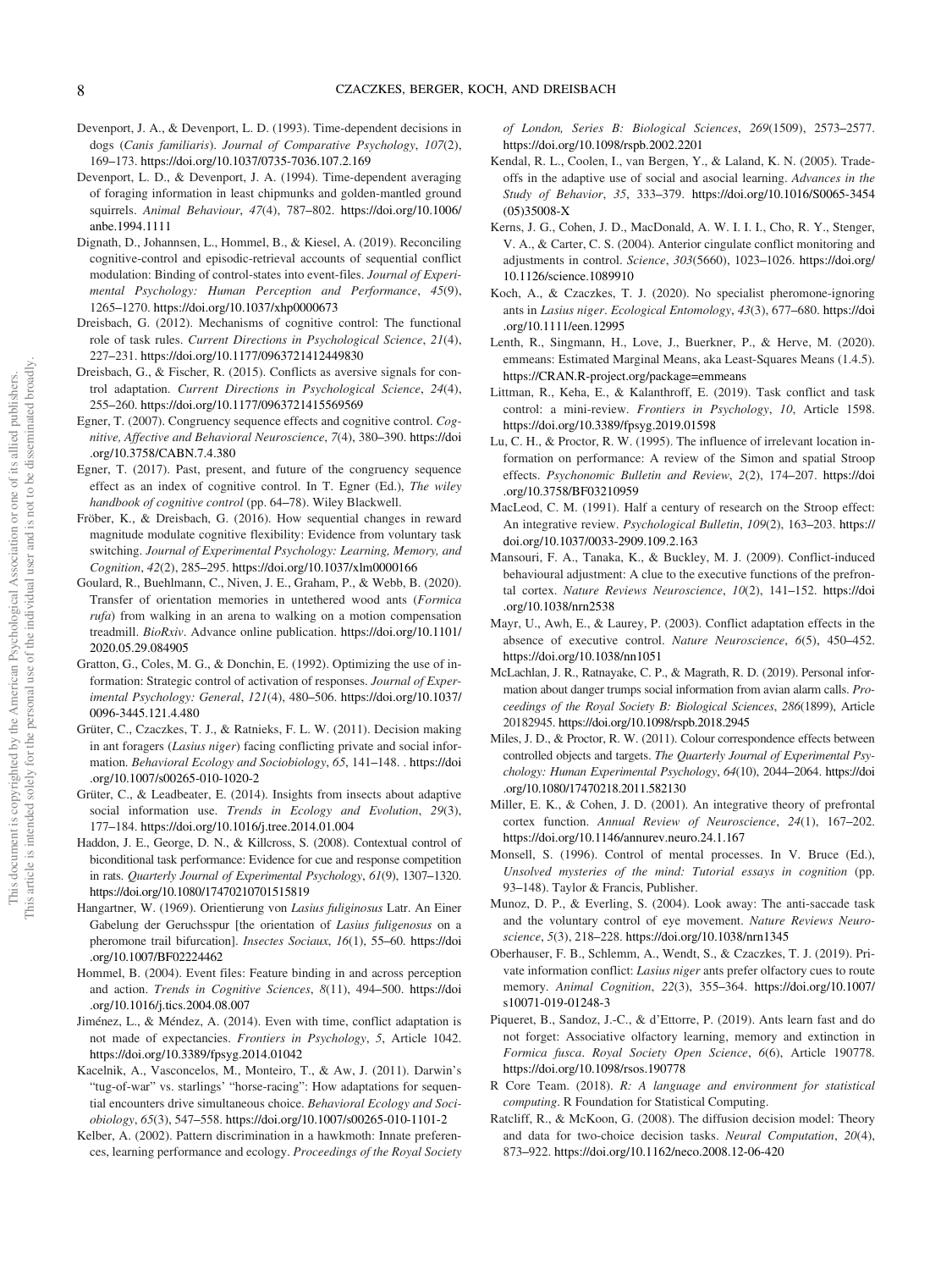Devenport, J. A., & Devenport, L. D. (1993). Time-dependent decisions in dogs (*Canis familiaris*). *Journal of Comparative Psychology*, *107*(2), 169–173. https://doi.org/10.1037/0735-7036.107.2.169

Devenport, L. D., & Devenport, J. A. (1994). Time-dependent averaging of foraging information in least chipmunks and golden-mantled ground squirrels. *Animal Behaviour*, *47*(4), 787–802. https://doi.org/10.1006/anbe.1994.1111

Dignath, D., Johannsen, L., Hommel, B., & Kiesel, A. (2019). Reconciling cognitive-control and episodic-retrieval accounts of sequential conflict modulation: Binding of control-states into event-files. *Journal of Experimental Psychology: Human Perception and Performance*, *45*(9), 1265–1270. https://doi.org/10.1037/xhp0000673

Dreisbach, G. (2012). Mechanisms of cognitive control: The functional role of task rules. *Current Directions in Psychological Science*, *21*(4), 227–231. https://doi.org/10.1177/0963721412449830

Dreisbach, G., & Fischer, R. (2015). Conflicts as aversive signals for control adaptation. *Current Directions in Psychological Science*, *24*(4), 255–260. https://doi.org/10.1177/0963721415569569

Egner, T. (2007). Congruency sequence effects and cognitive control. *Cognitive, Affective and Behavioral Neuroscience*, *7*(4), 380–390. https://doi.org/10.3758/CABN.7.4.380

Egner, T. (2017). Past, present, and future of the congruency sequence effect as an index of cognitive control. In T. Egner (Ed.), *The wiley handbook of cognitive control* (pp. 64–78). Wiley Blackwell.

Fröber, K., & Dreisbach, G. (2016). How sequential changes in reward magnitude modulate cognitive flexibility: Evidence from voluntary task switching. *Journal of Experimental Psychology: Learning, Memory, and Cognition*, *42*(2), 285–295. https://doi.org/10.1037/xlm0000166

Goulard, R., Buehlmann, C., Niven, J. E., Graham, P., & Webb, B. (2020). Transfer of orientation memories in untethered wood ants (*Formica rufa*) from walking in an arena to walking on a motion compensation treadmill. *BioRxiv*. Advance online publication. https://doi.org/10.1101/2020.05.29.084905

Gratton, G., Coles, M. G., & Donchin, E. (1992). Optimizing the use of information: Strategic control of activation of responses. *Journal of Experimental Psychology: General*, *121*(4), 480–506. https://doi.org/10.1037/0096-3445.121.4.480

Grüter, C., Czaczkes, T. J., & Ratnieks, F. L. W. (2011). Decision making in ant foragers (*Lasius niger*) facing conflicting private and social information. *Behavioral Ecology and Sociobiology*, *65*, 141–148. . https://doi.org/10.1007/s00265-010-1020-2

Grüter, C., & Leadbeater, E. (2014). Insights from insects about adaptive social information use. *Trends in Ecology and Evolution*, *29*(3), 177–184. https://doi.org/10.1016/j.tree.2014.01.004

Haddon, J. E., George, D. N., & Killcross, S. (2008). Contextual control of biconditional task performance: Evidence for cue and response competition in rats. *Quarterly Journal of Experimental Psychology*, *61*(9), 1307–1320. https://doi.org/10.1080/17470210701515819

Hangartner, W. (1969). Orientierung von *Lasius fuliginosus* Latr. An Einer Gabelung der Geruchsspur [the orientation of *Lasius fuligenosus* on a pheromone trail bifurcation]. *Insectes Sociaux*, *16*(1), 55–60. https://doi.org/10.1007/BF02224462

Hommel, B. (2004). Event files: Feature binding in and across perception and action. *Trends in Cognitive Sciences*, *8*(11), 494–500. https://doi.org/10.1016/j.tics.2004.08.007

Jiménez, L., & Méndez, A. (2014). Even with time, conflict adaptation is not made of expectancies. *Frontiers in Psychology*, *5*, Article 1042. https://doi.org/10.3389/fpsyg.2014.01042

Kacelnik, A., Vasconcelos, M., Monteiro, T., & Aw, J. (2011). Darwin's "tug-of-war" vs. starlings' "horse-racing": How adaptations for sequential encounters drive simultaneous choice. *Behavioral Ecology and Sociobiology*, *65*(3), 547–558. https://doi.org/10.1007/s00265-010-1101-2

Kelber, A. (2002). Pattern discrimination in a hawkmoth: Innate preferences, learning performance and ecology. *Proceedings of the Royal Society of London, Series B: Biological Sciences*, *269*(1509), 2573–2577. https://doi.org/10.1098/rspb.2002.2201

Kendal, R. L., Coolen, I., van Bergen, Y., & Laland, K. N. (2005). Trade-offs in the adaptive use of social and asocial learning. *Advances in the Study of Behavior*, *35*, 333–379. https://doi.org/10.1016/S0065-3454(05)35008-X

Kerns, J. G., Cohen, J. D., MacDonald, A. W. I. I. I., Cho, R. Y., Stenger, V. A., & Carter, C. S. (2004). Anterior cingulate conflict monitoring and adjustments in control. *Science*, *303*(5660), 1023–1026. https://doi.org/10.1126/science.1089910

Koch, A., & Czaczkes, T. J. (2020). No specialist pheromone-ignoring ants in *Lasius niger*. *Ecological Entomology*, *43*(3), 677–680. https://doi.org/10.1111/een.12995

Lenth, R., Singmann, H., Love, J., Buerkner, P., & Herve, M. (2020). emmeans: Estimated Marginal Means, aka Least-Squares Means (1.4.5). https://CRAN.R-project.org/package=emmeans

Littman, R., Keha, E., & Kalanthroff, E. (2019). Task conflict and task control: a mini-review. *Frontiers in Psychology*, *10*, Article 1598. https://doi.org/10.3389/fpsyg.2019.01598

Lu, C. H., & Proctor, R. W. (1995). The influence of irrelevant location information on performance: A review of the Simon and spatial Stroop effects. *Psychonomic Bulletin and Review*, *2*(2), 174–207. https://doi.org/10.3758/BF03210959

MacLeod, C. M. (1991). Half a century of research on the Stroop effect: An integrative review. *Psychological Bulletin*, *109*(2), 163–203. https://doi.org/10.1037/0033-2909.109.2.163

Mansouri, F. A., Tanaka, K., & Buckley, M. J. (2009). Conflict-induced behavioural adjustment: A clue to the executive functions of the prefrontal cortex. *Nature Reviews Neuroscience*, *10*(2), 141–152. https://doi.org/10.1038/nrn2538

Mayr, U., Awh, E., & Laurey, P. (2003). Conflict adaptation effects in the absence of executive control. *Nature Neuroscience*, *6*(5), 450–452. https://doi.org/10.1038/nn1051

McLachlan, J. R., Ratnayake, C. P., & Magrath, R. D. (2019). Personal information about danger trumps social information from avian alarm calls. *Proceedings of the Royal Society B: Biological Sciences*, *286*(1899), Article 20182945. https://doi.org/10.1098/rspb.2018.2945

Miles, J. D., & Proctor, R. W. (2011). Colour correspondence effects between controlled objects and targets. *The Quarterly Journal of Experimental Psychology: Human Experimental Psychology*, *64*(10), 2044–2064. https://doi.org/10.1080/17470218.2011.582130

Miller, E. K., & Cohen, J. D. (2001). An integrative theory of prefrontal cortex function. *Annual Review of Neuroscience*, *24*(1), 167–202. https://doi.org/10.1146/annurev.neuro.24.1.167

Monsell, S. (1996). Control of mental processes. In V. Bruce (Ed.), *Unsolved mysteries of the mind: Tutorial essays in cognition* (pp. 93–148). Taylor & Francis, Publisher.

Munoz, D. P., & Everling, S. (2004). Look away: The anti-saccade task and the voluntary control of eye movement. *Nature Reviews Neuroscience*, *5*(3), 218–228. https://doi.org/10.1038/nrn1345

Oberhauser, F. B., Schlemm, A., Wendt, S., & Czaczkes, T. J. (2019). Private information conflict: *Lasius niger* ants prefer olfactory cues to route memory. *Animal Cognition*, *22*(3), 355–364. https://doi.org/10.1007/s10071-019-01248-3

Piqueret, B., Sandoz, J.-C., & d'Ettorre, P. (2019). Ants learn fast and do not forget: Associative olfactory learning, memory and extinction in *Formica fusca*. *Royal Society Open Science*, *6*(6), Article 190778. https://doi.org/10.1098/rsos.190778

R Core Team. (2018). *R: A language and environment for statistical computing*. R Foundation for Statistical Computing.

Ratcliff, R., & McKoon, G. (2008). The diffusion decision model: Theory and data for two-choice decision tasks. *Neural Computation*, *20*(4), 873–922. https://doi.org/10.1162/neco.2008.12-06-420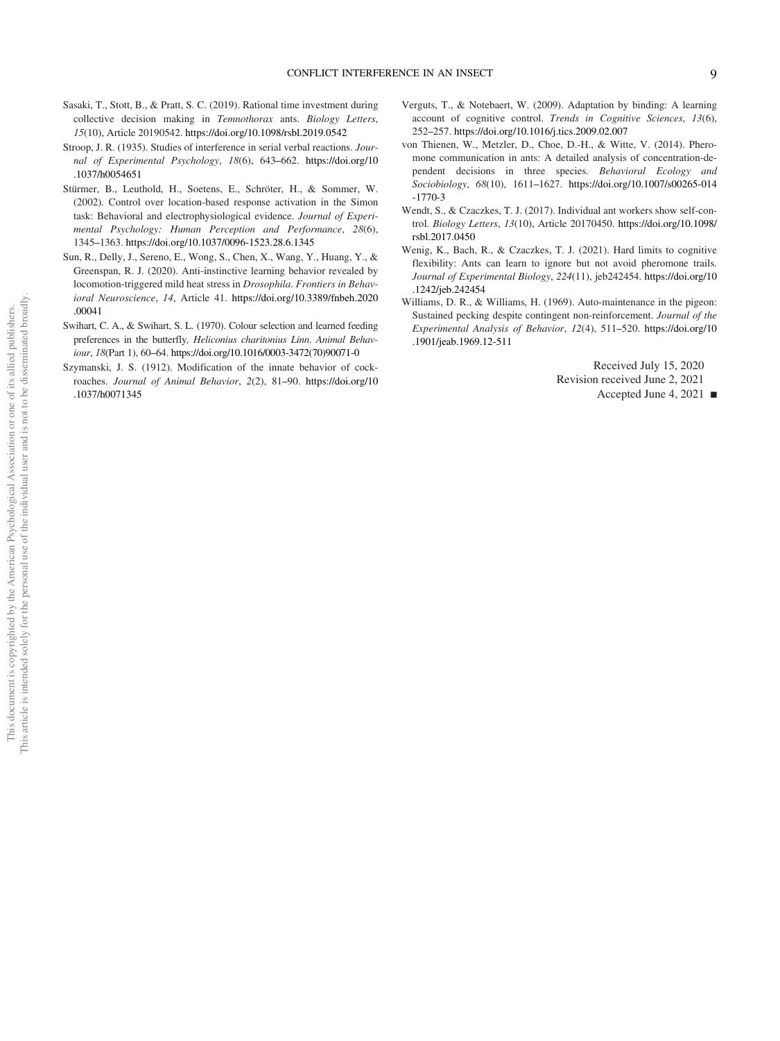Sasaki, T., Stott, B., & Pratt, S. C. (2019). Rational time investment during collective decision making in *Temnothorax* ants. *Biology Letters*, *15*(10), Article 20190542. https://doi.org/10.1098/rsbl.2019.0542

Stroop, J. R. (1935). Studies of interference in serial verbal reactions. *Journal of Experimental Psychology*, *18*(6), 643–662. https://doi.org/10.1037/h0054651

Stürmer, B., Leuthold, H., Soetens, E., Schröter, H., & Sommer, W. (2002). Control over location-based response activation in the Simon task: Behavioral and electrophysiological evidence. *Journal of Experimental Psychology: Human Perception and Performance*, *28*(6), 1345–1363. https://doi.org/10.1037/0096-1523.28.6.1345

Sun, R., Delly, J., Sereno, E., Wong, S., Chen, X., Wang, Y., Huang, Y., & Greenspan, R. J. (2020). Anti-instinctive learning behavior revealed by locomotion-triggered mild heat stress in *Drosophila*. *Frontiers in Behavioral Neuroscience*, *14*, Article 41. https://doi.org/10.3389/fnbeh.2020.00041

Swihart, C. A., & Swihart, S. L. (1970). Colour selection and learned feeding preferences in the butterfly, *Heliconius charitonius Linn*. *Animal Behaviour*, *18*(Part 1), 60–64. https://doi.org/10.1016/0003-3472(70)90071-0

Szymanski, J. S. (1912). Modification of the innate behavior of cockroaches. *Journal of Animal Behavior*, *2*(2), 81–90. https://doi.org/10.1037/h0071345

Verguts, T., & Notebaert, W. (2009). Adaptation by binding: A learning account of cognitive control. *Trends in Cognitive Sciences*, *13*(6), 252–257. https://doi.org/10.1016/j.tics.2009.02.007

von Thienen, W., Metzler, D., Choe, D.-H., & Witte, V. (2014). Pheromone communication in ants: A detailed analysis of concentration-dependent decisions in three species. *Behavioral Ecology and Sociobiology*, *68*(10), 1611–1627. https://doi.org/10.1007/s00265-014-1770-3

Wendt, S., & Czaczkes, T. J. (2017). Individual ant workers show self-control. *Biology Letters*, *13*(10), Article 20170450. https://doi.org/10.1098/rsbl.2017.0450

Wenig, K., Bach, R., & Czaczkes, T. J. (2021). Hard limits to cognitive flexibility: Ants can learn to ignore but not avoid pheromone trails. *Journal of Experimental Biology*, *224*(11), jeb242454. https://doi.org/10.1242/jeb.242454

Williams, D. R., & Williams, H. (1969). Auto-maintenance in the pigeon: Sustained pecking despite contingent non-reinforcement. *Journal of the Experimental Analysis of Behavior*, *12*(4), 511–520. https://doi.org/10.1901/jeab.1969.12-511

Received July 15, 2020
Revision received June 2, 2021
Accepted June 4, 2021 ■